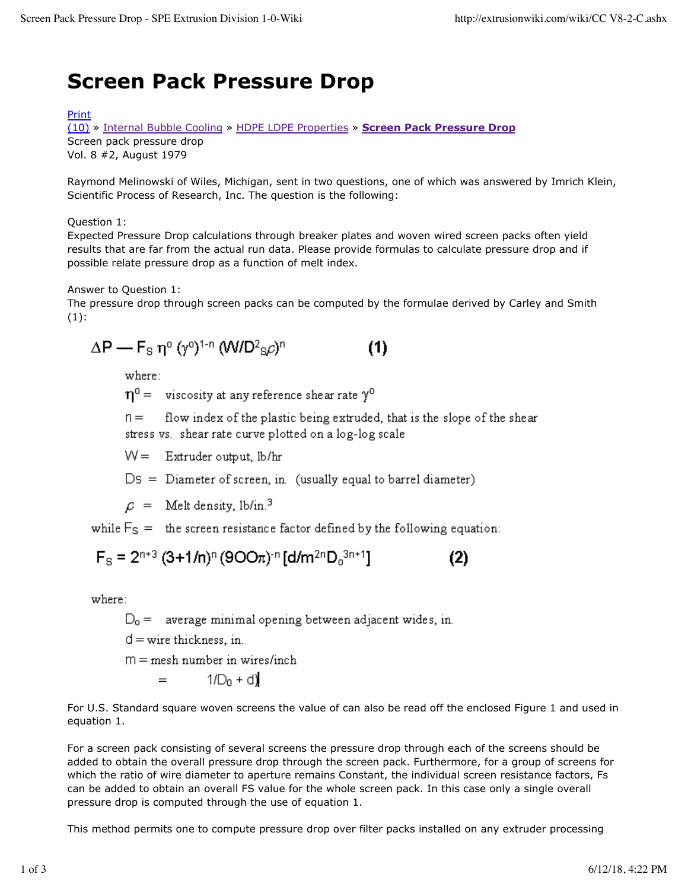# Screen Pack Pressure Drop

Print
(10) » Internal Bubble Cooling » HDPE LDPE Properties » **Screen Pack Pressure Drop**
Screen pack pressure drop
Vol. 8 #2, August 1979

Raymond Melinowski of Wiles, Michigan, sent in two questions, one of which was answered by Imrich Klein, Scientific Process of Research, Inc. The question is the following:

Question 1:
Expected Pressure Drop calculations through breaker plates and woven wired screen packs often yield results that are far from the actual run data. Please provide formulas to calculate pressure drop and if possible relate pressure drop as a function of melt index.

Answer to Question 1:
The pressure drop through screen packs can be computed by the formulae derived by Carley and Smith (1):

$$\Delta P — F_S \, \eta^0 \, (\gamma^0)^{1-n} \, (W/D^2_S \rho)^n \qquad \textbf{(1)}$$

where:

$\eta^0 =$ viscosity at any reference shear rate $\gamma^0$

$n =$ flow index of the plastic being extruded, that is the slope of the shear stress vs. shear rate curve plotted on a log-log scale

$W =$ Extruder output, lb/hr

$D_S =$ Diameter of screen, in. (usually equal to barrel diameter)

$\rho =$ Melt density, lb/in.$^3$

while $F_S =$ the screen resistance factor defined by the following equation:

$$F_S = 2^{n+3} \, (3+1/n)^n \, (900\pi)^{-n} \, [d/m^{2n} D_o^{3n+1}] \qquad \textbf{(2)}$$

where:

$D_o =$ average minimal opening between adjacent wides, in.

$d =$ wire thickness, in.

$m =$ mesh number in wires/inch

$= \quad 1/D_0 + d)$

For U.S. Standard square woven screens the value of can also be read off the enclosed Figure 1 and used in equation 1.

For a screen pack consisting of several screens the pressure drop through each of the screens should be added to obtain the overall pressure drop through the screen pack. Furthermore, for a group of screens for which the ratio of wire diameter to aperture remains Constant, the individual screen resistance factors, Fs can be added to obtain an overall FS value for the whole screen pack. In this case only a single overall pressure drop is computed through the use of equation 1.

This method permits one to compute pressure drop over filter packs installed on any extruder processing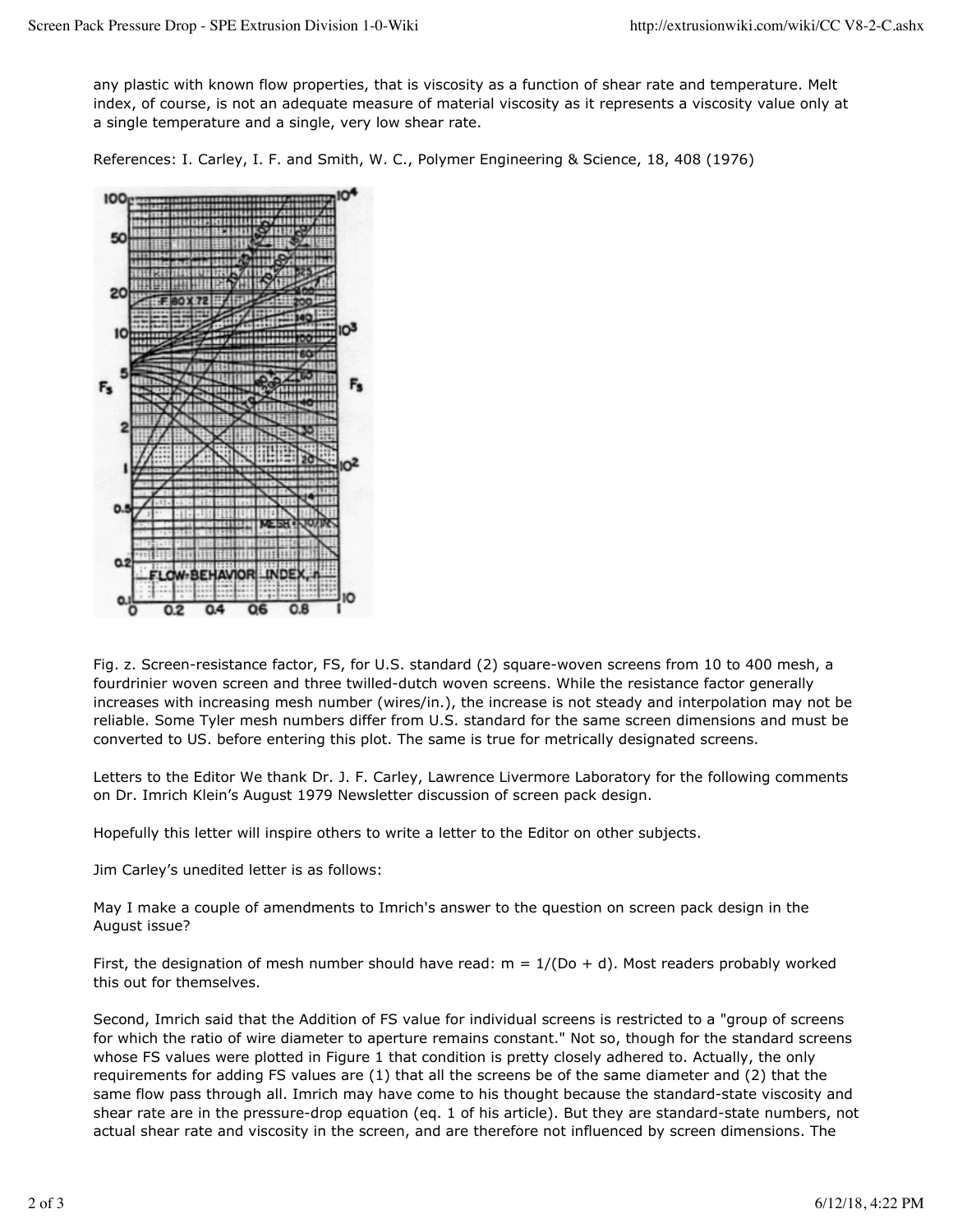any plastic with known flow properties, that is viscosity as a function of shear rate and temperature. Melt index, of course, is not an adequate measure of material viscosity as it represents a viscosity value only at a single temperature and a single, very low shear rate.

References: I. Carley, I. F. and Smith, W. C., Polymer Engineering & Science, 18, 408 (1976)

Fig. z. Screen-resistance factor, FS, for U.S. standard (2) square-woven screens from 10 to 400 mesh, a fourdrinier woven screen and three twilled-dutch woven screens. While the resistance factor generally increases with increasing mesh number (wires/in.), the increase is not steady and interpolation may not be reliable. Some Tyler mesh numbers differ from U.S. standard for the same screen dimensions and must be converted to US. before entering this plot. The same is true for metrically designated screens.

Letters to the Editor We thank Dr. J. F. Carley, Lawrence Livermore Laboratory for the following comments on Dr. Imrich Klein's August 1979 Newsletter discussion of screen pack design.

Hopefully this letter will inspire others to write a letter to the Editor on other subjects.

Jim Carley's unedited letter is as follows:

May I make a couple of amendments to Imrich's answer to the question on screen pack design in the August issue?

First, the designation of mesh number should have read: $m = 1/(D_o + d)$. Most readers probably worked this out for themselves.

Second, Imrich said that the Addition of FS value for individual screens is restricted to a "group of screens for which the ratio of wire diameter to aperture remains constant." Not so, though for the standard screens whose FS values were plotted in Figure 1 that condition is pretty closely adhered to. Actually, the only requirements for adding FS values are (1) that all the screens be of the same diameter and (2) that the same flow pass through all. Imrich may have come to his thought because the standard-state viscosity and shear rate are in the pressure-drop equation (eq. 1 of his article). But they are standard-state numbers, not actual shear rate and viscosity in the screen, and are therefore not influenced by screen dimensions. The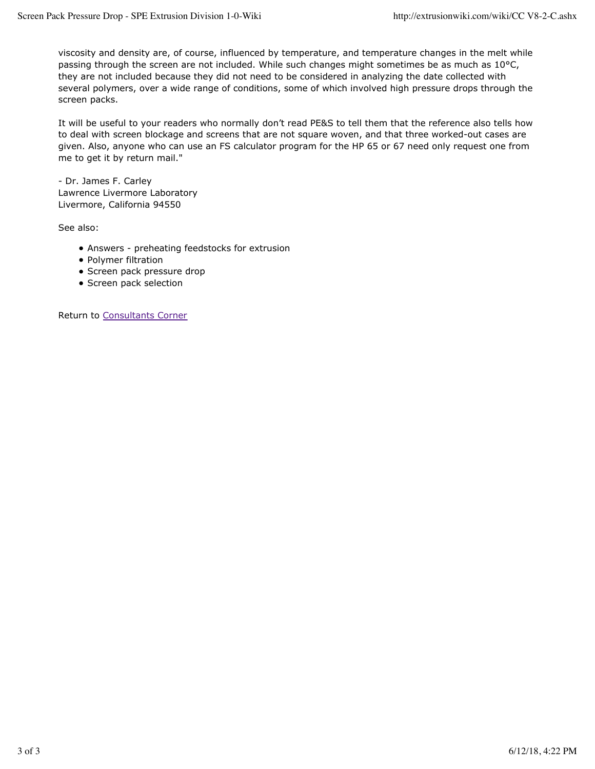viscosity and density are, of course, influenced by temperature, and temperature changes in the melt while passing through the screen are not included. While such changes might sometimes be as much as 10°C, they are not included because they did not need to be considered in analyzing the date collected with several polymers, over a wide range of conditions, some of which involved high pressure drops through the screen packs.

It will be useful to your readers who normally don't read PE&S to tell them that the reference also tells how to deal with screen blockage and screens that are not square woven, and that three worked-out cases are given. Also, anyone who can use an FS calculator program for the HP 65 or 67 need only request one from me to get it by return mail."

- Dr. James F. Carley
Lawrence Livermore Laboratory
Livermore, California 94550

See also:

- Answers - preheating feedstocks for extrusion
- Polymer filtration
- Screen pack pressure drop
- Screen pack selection

Return to Consultants Corner